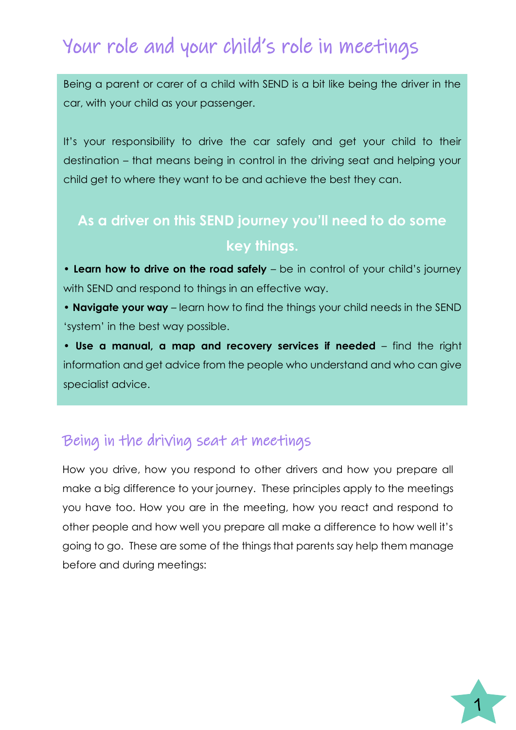# Your role and your child's role in meetings

Being a parent or carer of a child with SEND is a bit like being the driver in the car, with your child as your passenger.

It's your responsibility to drive the car safely and get your child to their destination – that means being in control in the driving seat and helping your child get to where they want to be and achieve the best they can.

**As a driver on this SEND journey you'll need to do some key things.**

- **Learn how to drive on the road safely** – be in control of your child's journey with SEND and respond to things in an effective way.
- **Navigate your way** – learn how to find the things your child needs in the SEND 'system' in the best way possible.
- **Use a manual, a map and recovery services if needed** – find the right information and get advice from the people who understand and who can give specialist advice.

## Being in the driving seat at meetings

How you drive, how you respond to other drivers and how you prepare all make a big difference to your journey. These principles apply to the meetings you have too. How you are in the meeting, how you react and respond to other people and how well you prepare all make a difference to how well it's going to go. These are some of the things that parents say help them manage before and during meetings: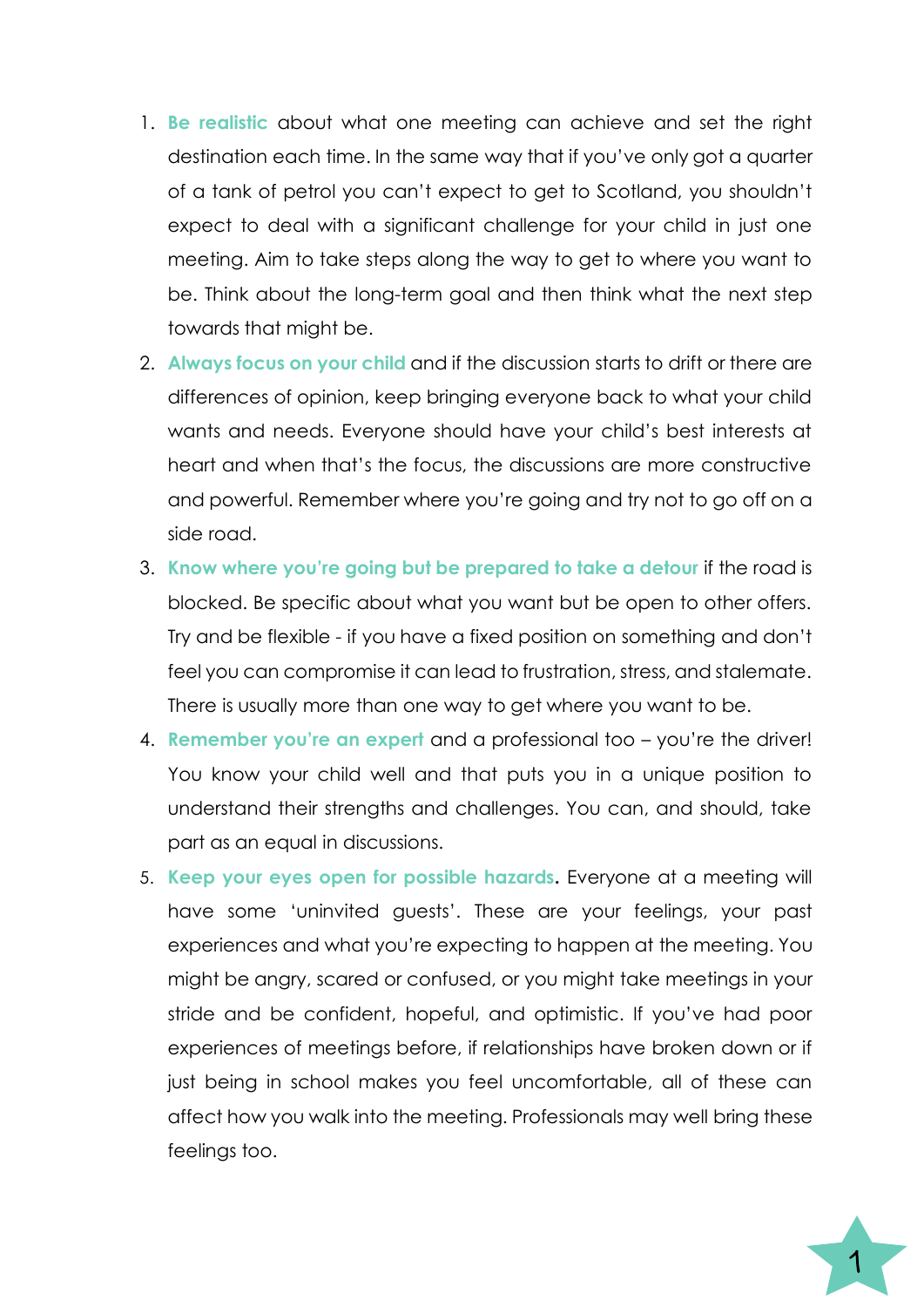1. **Be realistic** about what one meeting can achieve and set the right destination each time. In the same way that if you've only got a quarter of a tank of petrol you can't expect to get to Scotland, you shouldn't expect to deal with a significant challenge for your child in just one meeting. Aim to take steps along the way to get to where you want to be. Think about the long-term goal and then think what the next step towards that might be.
2. **Always focus on your child** and if the discussion starts to drift or there are differences of opinion, keep bringing everyone back to what your child wants and needs. Everyone should have your child's best interests at heart and when that's the focus, the discussions are more constructive and powerful. Remember where you're going and try not to go off on a side road.
3. **Know where you're going but be prepared to take a detour** if the road is blocked. Be specific about what you want but be open to other offers. Try and be flexible - if you have a fixed position on something and don't feel you can compromise it can lead to frustration, stress, and stalemate. There is usually more than one way to get where you want to be.
4. **Remember you're an expert** and a professional too – you're the driver! You know your child well and that puts you in a unique position to understand their strengths and challenges. You can, and should, take part as an equal in discussions.
5. **Keep your eyes open for possible hazards.** Everyone at a meeting will have some 'uninvited guests'. These are your feelings, your past experiences and what you're expecting to happen at the meeting. You might be angry, scared or confused, or you might take meetings in your stride and be confident, hopeful, and optimistic. If you've had poor experiences of meetings before, if relationships have broken down or if just being in school makes you feel uncomfortable, all of these can affect how you walk into the meeting. Professionals may well bring these feelings too.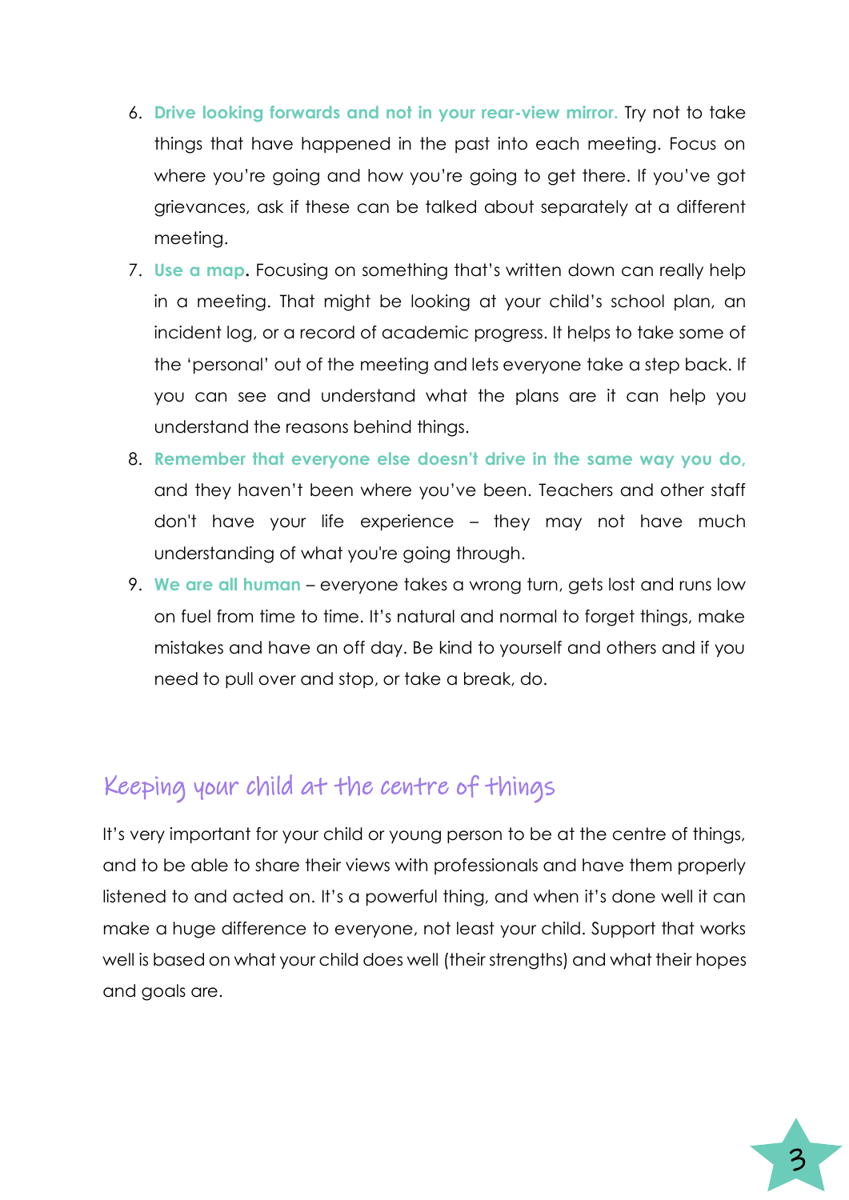6. **Drive looking forwards and not in your rear-view mirror.** Try not to take things that have happened in the past into each meeting. Focus on where you're going and how you're going to get there. If you've got grievances, ask if these can be talked about separately at a different meeting.
7. **Use a map.** Focusing on something that's written down can really help in a meeting. That might be looking at your child's school plan, an incident log, or a record of academic progress. It helps to take some of the 'personal' out of the meeting and lets everyone take a step back. If you can see and understand what the plans are it can help you understand the reasons behind things.
8. **Remember that everyone else doesn't drive in the same way you do,** and they haven't been where you've been. Teachers and other staff don't have your life experience – they may not have much understanding of what you're going through.
9. **We are all human** – everyone takes a wrong turn, gets lost and runs low on fuel from time to time. It's natural and normal to forget things, make mistakes and have an off day. Be kind to yourself and others and if you need to pull over and stop, or take a break, do.

## Keeping your child at the centre of things

It's very important for your child or young person to be at the centre of things, and to be able to share their views with professionals and have them properly listened to and acted on. It's a powerful thing, and when it's done well it can make a huge difference to everyone, not least your child. Support that works well is based on what your child does well (their strengths) and what their hopes and goals are.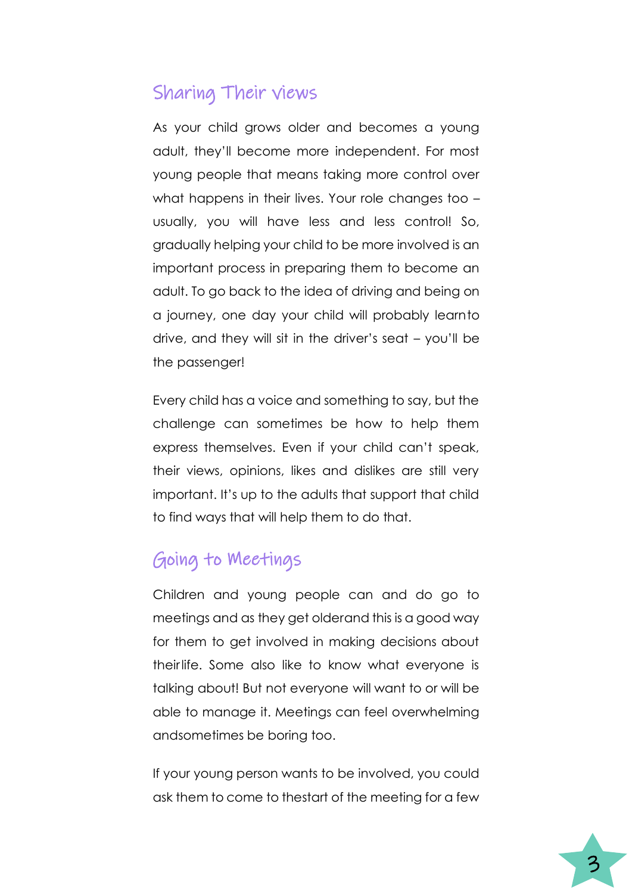## Sharing Their views

As your child grows older and becomes a young adult, they'll become more independent. For most young people that means taking more control over what happens in their lives. Your role changes too – usually, you will have less and less control! So, gradually helping your child to be more involved is an important process in preparing them to become an adult. To go back to the idea of driving and being on a journey, one day your child will probably learnto drive, and they will sit in the driver's seat – you'll be the passenger!

Every child has a voice and something to say, but the challenge can sometimes be how to help them express themselves. Even if your child can't speak, their views, opinions, likes and dislikes are still very important. It's up to the adults that support that child to find ways that will help them to do that.

## Going to Meetings

Children and young people can and do go to meetings and as they get olderand this is a good way for them to get involved in making decisions about theirlife. Some also like to know what everyone is talking about! But not everyone will want to or will be able to manage it. Meetings can feel overwhelming andsometimes be boring too.

If your young person wants to be involved, you could ask them to come to thestart of the meeting for a few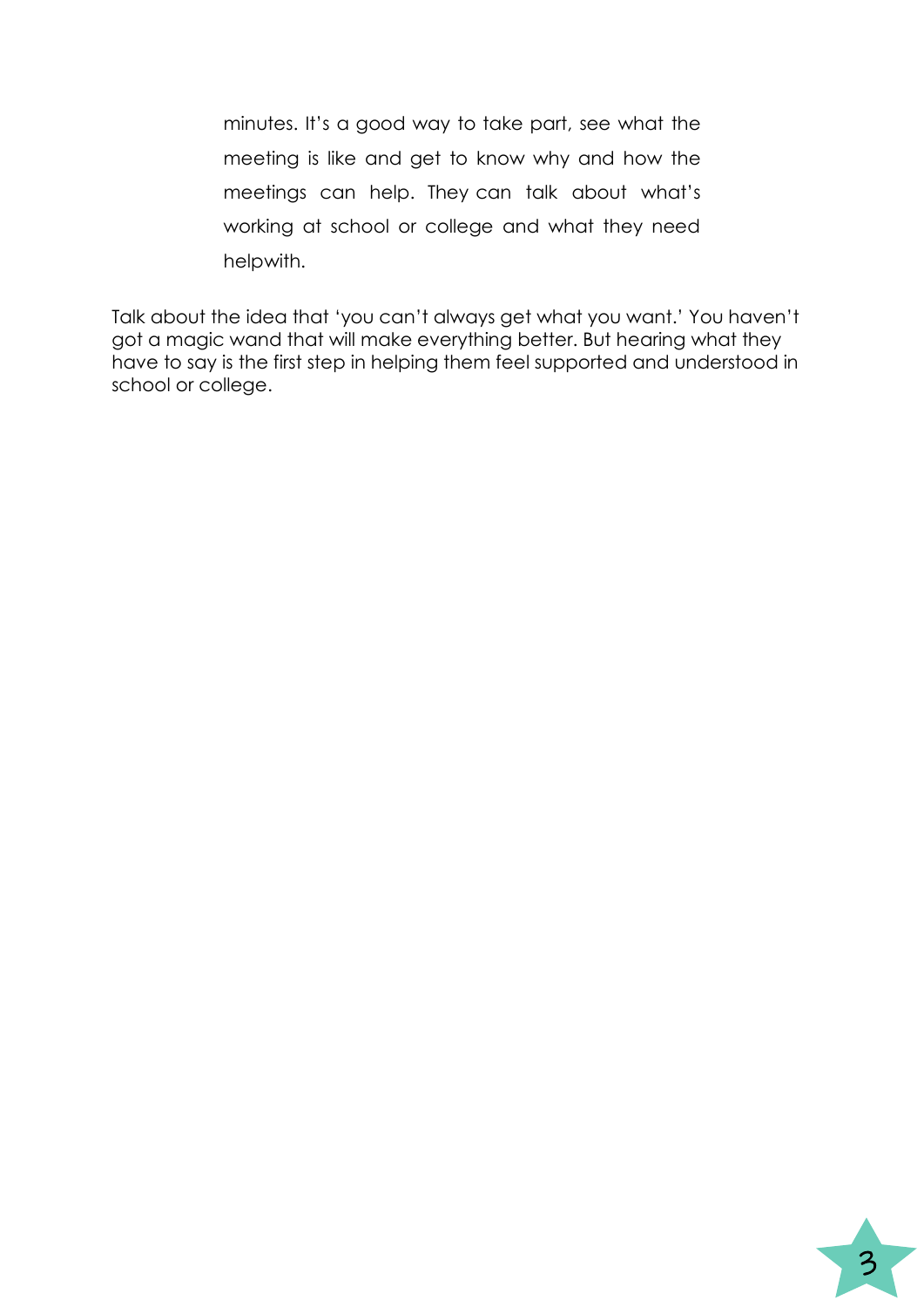minutes. It's a good way to take part, see what the meeting is like and get to know why and how the meetings can help. They can talk about what's working at school or college and what they need helpwith.

Talk about the idea that 'you can't always get what you want.' You haven't got a magic wand that will make everything better. But hearing what they have to say is the first step in helping them feel supported and understood in school or college.